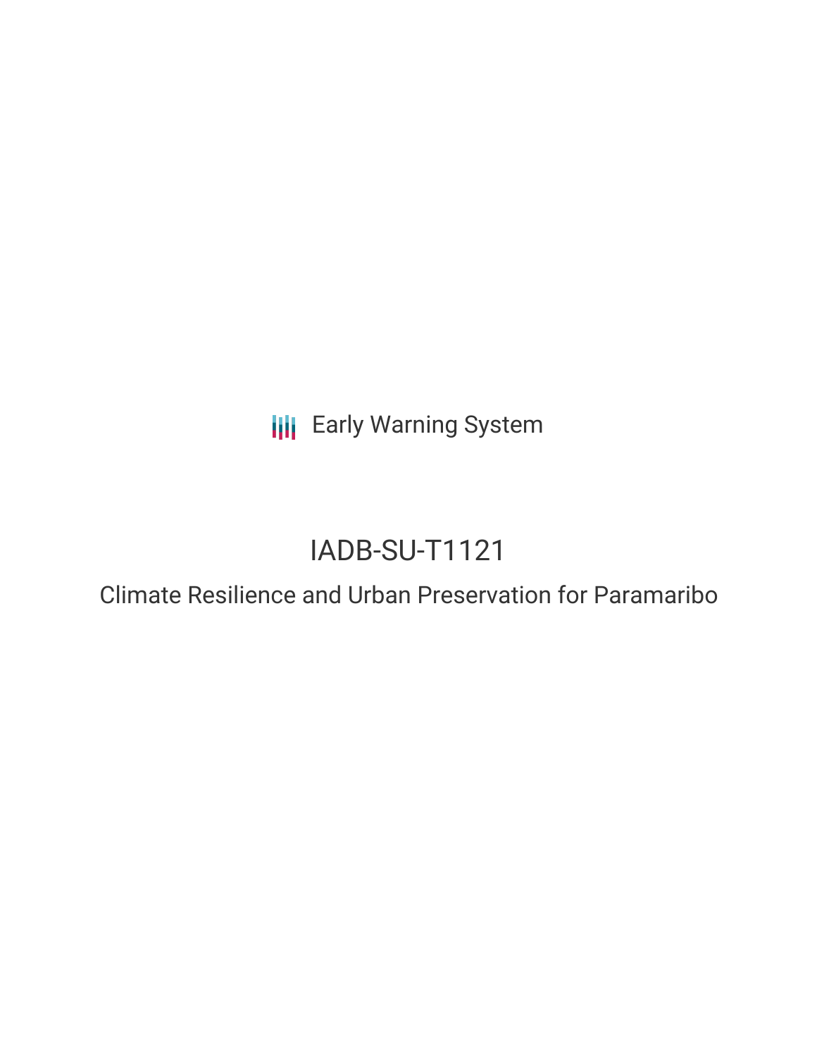Early Warning System

# IADB-SU-T1121

## Climate Resilience and Urban Preservation for Paramaribo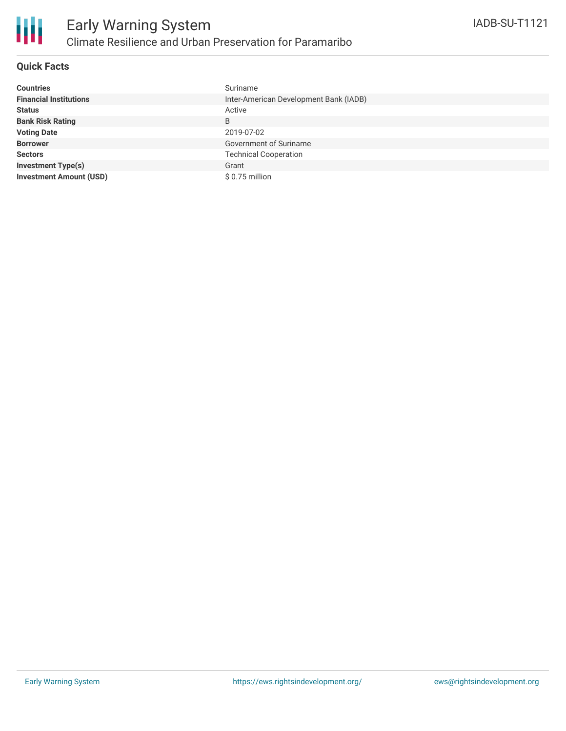# Early Warning System

## Climate Resilience and Urban Preservation for Paramaribo

IADB-SU-T1121

### Quick Facts

| | |
|---|---|
| **Countries** | Suriname |
| **Financial Institutions** | Inter-American Development Bank (IADB) |
| **Status** | Active |
| **Bank Risk Rating** | B |
| **Voting Date** | 2019-07-02 |
| **Borrower** | Government of Suriname |
| **Sectors** | Technical Cooperation |
| **Investment Type(s)** | Grant |
| **Investment Amount (USD)** | $ 0.75 million |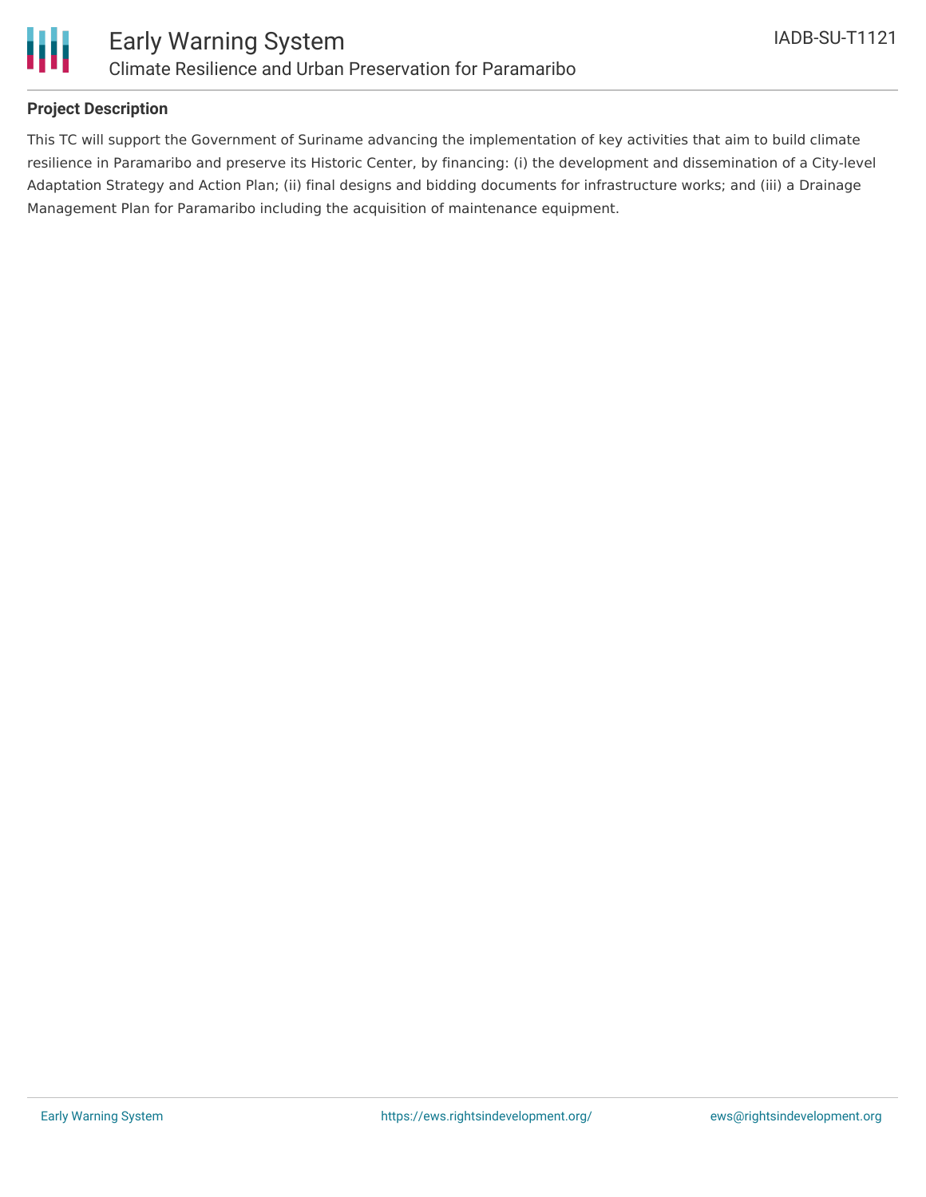### Project Description

This TC will support the Government of Suriname advancing the implementation of key activities that aim to build climate resilience in Paramaribo and preserve its Historic Center, by financing: (i) the development and dissemination of a City-level Adaptation Strategy and Action Plan; (ii) final designs and bidding documents for infrastructure works; and (iii) a Drainage Management Plan for Paramaribo including the acquisition of maintenance equipment.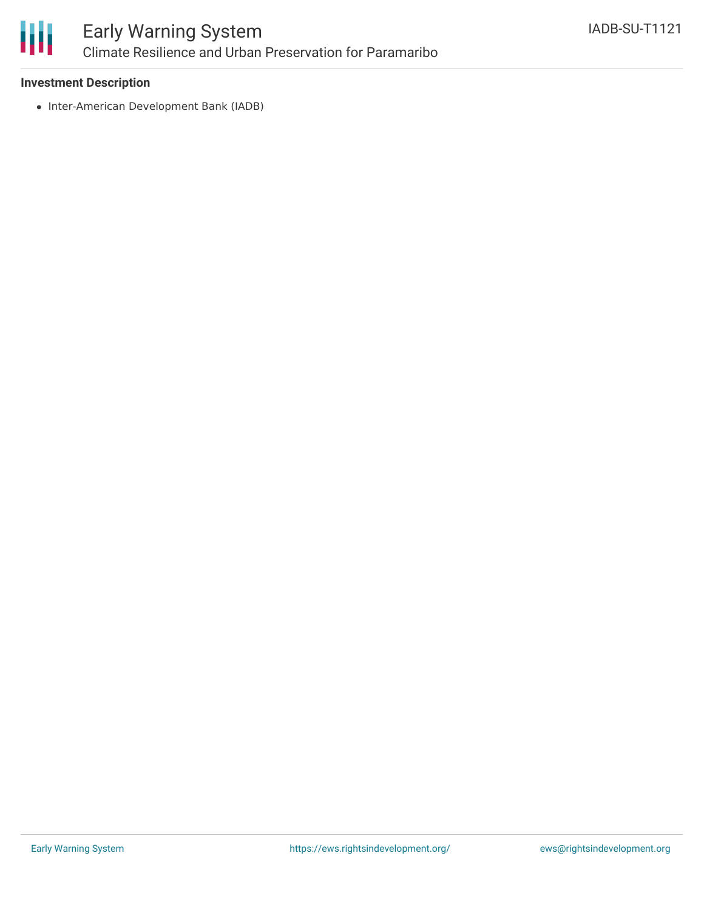**Investment Description**

- Inter-American Development Bank (IADB)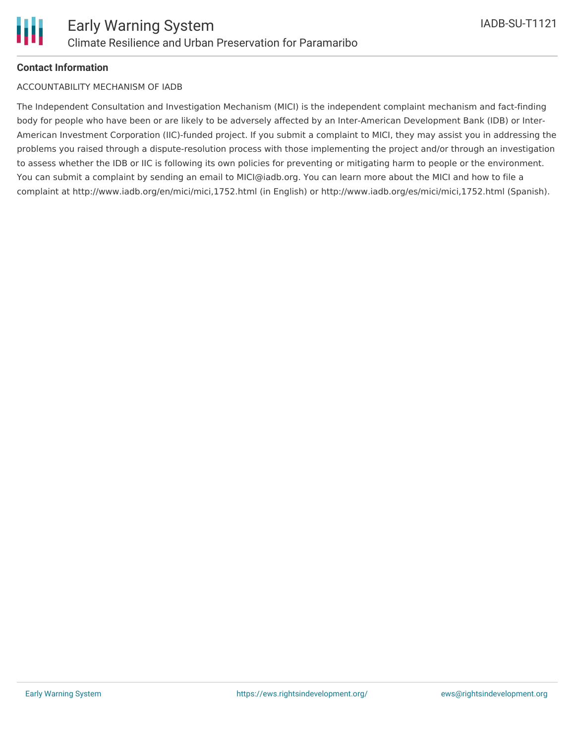**Contact Information**

ACCOUNTABILITY MECHANISM OF IADB

The Independent Consultation and Investigation Mechanism (MICI) is the independent complaint mechanism and fact-finding body for people who have been or are likely to be adversely affected by an Inter-American Development Bank (IDB) or Inter-American Investment Corporation (IIC)-funded project. If you submit a complaint to MICI, they may assist you in addressing the problems you raised through a dispute-resolution process with those implementing the project and/or through an investigation to assess whether the IDB or IIC is following its own policies for preventing or mitigating harm to people or the environment. You can submit a complaint by sending an email to MICI@iadb.org. You can learn more about the MICI and how to file a complaint at http://www.iadb.org/en/mici/mici,1752.html (in English) or http://www.iadb.org/es/mici/mici,1752.html (Spanish).